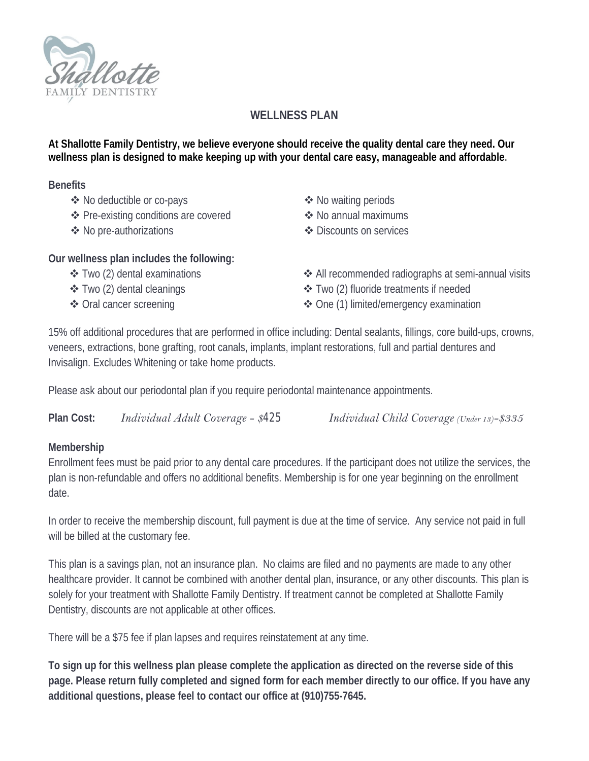Shallotte
FAMILY DENTISTRY

# WELLNESS PLAN

**At Shallotte Family Dentistry, we believe everyone should receive the quality dental care they need. Our wellness plan is designed to make keeping up with your dental care easy, manageable and affordable.**

**Benefits**

- ❖ No deductible or co-pays
- ❖ Pre-existing conditions are covered
- ❖ No pre-authorizations
- ❖ No waiting periods
- ❖ No annual maximums
- ❖ Discounts on services

**Our wellness plan includes the following:**

- ❖ Two (2) dental examinations
- ❖ Two (2) dental cleanings
- ❖ Oral cancer screening
- ❖ All recommended radiographs at semi-annual visits
- ❖ Two (2) fluoride treatments if needed
- ❖ One (1) limited/emergency examination

15% off additional procedures that are performed in office including: Dental sealants, fillings, core build-ups, crowns, veneers, extractions, bone grafting, root canals, implants, implant restorations, full and partial dentures and Invisalign. Excludes Whitening or take home products.

Please ask about our periodontal plan if you require periodontal maintenance appointments.

**Plan Cost:** *Individual Adult Coverage - $425* *Individual Child Coverage (Under 13)-$335*

**Membership**

Enrollment fees must be paid prior to any dental care procedures. If the participant does not utilize the services, the plan is non-refundable and offers no additional benefits. Membership is for one year beginning on the enrollment date.

In order to receive the membership discount, full payment is due at the time of service. Any service not paid in full will be billed at the customary fee.

This plan is a savings plan, not an insurance plan. No claims are filed and no payments are made to any other healthcare provider. It cannot be combined with another dental plan, insurance, or any other discounts. This plan is solely for your treatment with Shallotte Family Dentistry. If treatment cannot be completed at Shallotte Family Dentistry, discounts are not applicable at other offices.

There will be a $75 fee if plan lapses and requires reinstatement at any time.

**To sign up for this wellness plan please complete the application as directed on the reverse side of this page. Please return fully completed and signed form for each member directly to our office. If you have any additional questions, please feel to contact our office at (910)755-7645.**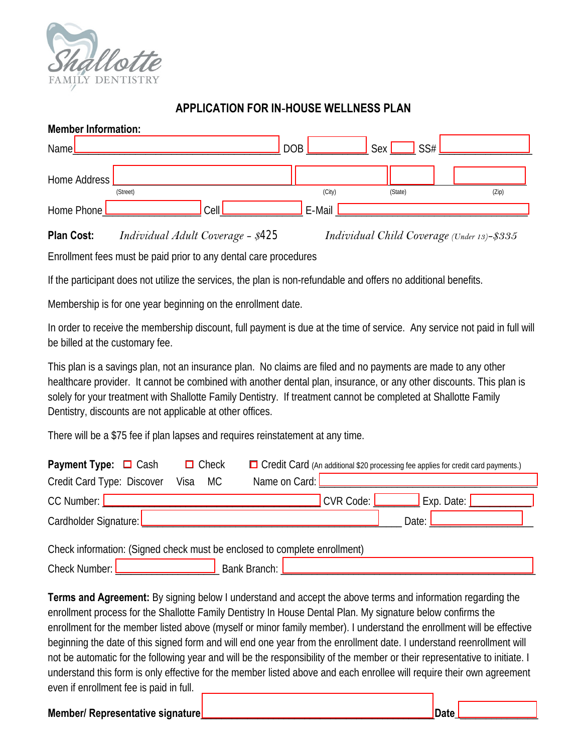Shallotte FAMILY DENTISTRY

## APPLICATION FOR IN-HOUSE WELLNESS PLAN

**Member Information:**

Name\_\_\_\_\_\_\_\_\_\_\_\_\_\_\_\_\_\_\_\_ DOB \_\_\_\_\_\_\_\_\_\_ Sex \_\_\_\_ SS# \_\_\_\_\_\_\_\_\_\_\_\_

Home Address \_\_\_\_\_\_\_\_\_\_\_\_\_\_\_\_\_\_\_\_ \_\_\_\_\_\_\_\_\_\_ \_\_\_\_\_\_\_\_ \_\_\_\_\_\_\_\_

(Street) (City) (State) (Zip)

Home Phone\_\_\_\_\_\_\_\_\_\_\_\_ Cell\_\_\_\_\_\_\_\_\_\_\_\_ E-Mail \_\_\_\_\_\_\_\_\_\_\_\_\_\_\_\_\_\_\_\_

**Plan Cost:** *Individual Adult Coverage - $425* *Individual Child Coverage (Under 13)-$335*

Enrollment fees must be paid prior to any dental care procedures

If the participant does not utilize the services, the plan is non-refundable and offers no additional benefits.

Membership is for one year beginning on the enrollment date.

In order to receive the membership discount, full payment is due at the time of service. Any service not paid in full will be billed at the customary fee.

This plan is a savings plan, not an insurance plan. No claims are filed and no payments are made to any other healthcare provider. It cannot be combined with another dental plan, insurance, or any other discounts. This plan is solely for your treatment with Shallotte Family Dentistry. If treatment cannot be completed at Shallotte Family Dentistry, discounts are not applicable at other offices.

There will be a $75 fee if plan lapses and requires reinstatement at any time.

**Payment Type:** ☐ Cash ☐ Check ☐ Credit Card (An additional $20 processing fee applies for credit card payments.)

Credit Card Type: Discover Visa MC Name on Card: \_\_\_\_\_\_\_\_\_\_\_\_\_\_\_\_\_\_\_\_

CC Number: \_\_\_\_\_\_\_\_\_\_\_\_\_\_\_\_\_\_\_\_ CVR Code: \_\_\_\_\_\_\_\_ Exp. Date: \_\_\_\_\_\_\_\_

Cardholder Signature:\_\_\_\_\_\_\_\_\_\_\_\_\_\_\_\_\_\_\_\_ Date: \_\_\_\_\_\_\_\_\_\_

Check information: (Signed check must be enclosed to complete enrollment)

Check Number: \_\_\_\_\_\_\_\_\_\_\_\_ Bank Branch: \_\_\_\_\_\_\_\_\_\_\_\_\_\_\_\_\_\_\_\_

**Terms and Agreement:** By signing below I understand and accept the above terms and information regarding the enrollment process for the Shallotte Family Dentistry In House Dental Plan. My signature below confirms the enrollment for the member listed above (myself or minor family member). I understand the enrollment will be effective beginning the date of this signed form and will end one year from the enrollment date. I understand reenrollment will not be automatic for the following year and will be the responsibility of the member or their representative to initiate. I understand this form is only effective for the member listed above and each enrollee will require their own agreement even if enrollment fee is paid in full.

**Member/ Representative signature**\_\_\_\_\_\_\_\_\_\_\_\_\_\_\_\_\_\_\_\_ **Date**\_\_\_\_\_\_\_\_\_\_